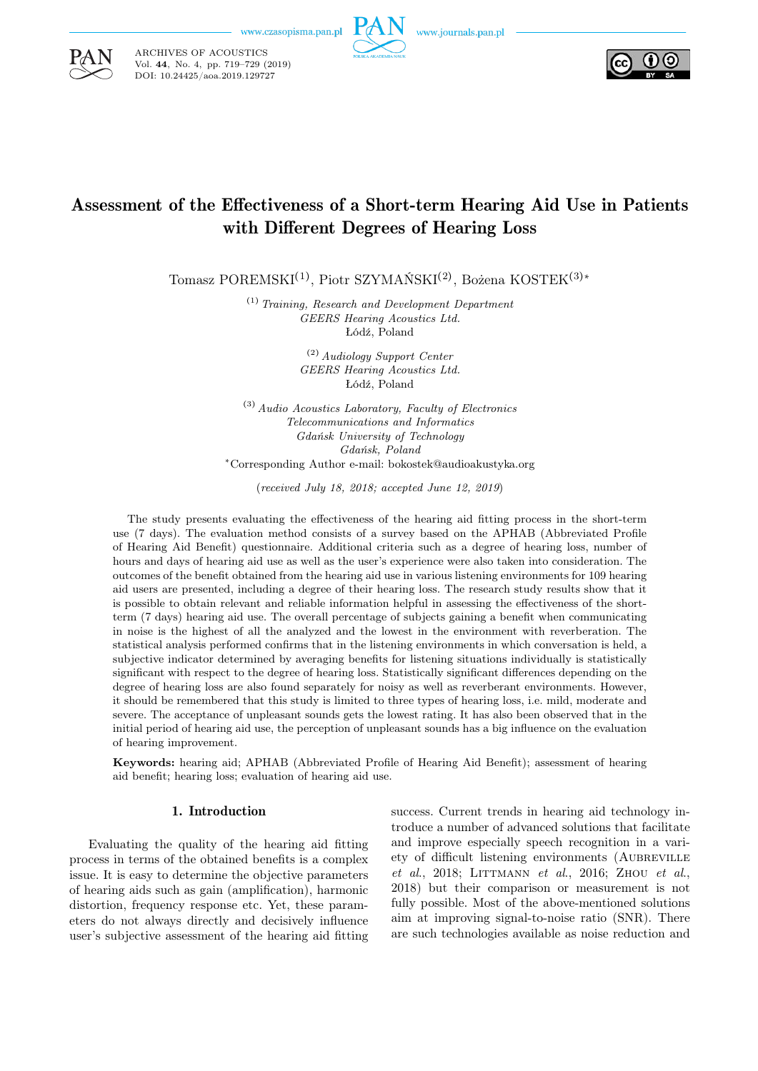ARCHIVES OF ACOUSTICS
Vol. **44**, No. 4, pp. 719–729 (2019)
DOI: 10.24425/aoa.2019.129727

# Assessment of the Effectiveness of a Short-term Hearing Aid Use in Patients with Different Degrees of Hearing Loss

Tomasz POREMSKI[(1)], Piotr SZYMAŃSKI[(2)], Bożena KOSTEK[(3)*]

[(1)] *Training, Research and Development Department*
*GEERS Hearing Acoustics Ltd.*
Łódź, Poland

[(2)] *Audiology Support Center*
*GEERS Hearing Acoustics Ltd.*
Łódź, Poland

[(3)] *Audio Acoustics Laboratory, Faculty of Electronics*
*Telecommunications and Informatics*
*Gdańsk University of Technology*
*Gdańsk, Poland*

*Corresponding Author e-mail: bokostek@audioakustyka.org

(*received July 18, 2018; accepted June 12, 2019*)

The study presents evaluating the effectiveness of the hearing aid fitting process in the short-term use (7 days). The evaluation method consists of a survey based on the APHAB (Abbreviated Profile of Hearing Aid Benefit) questionnaire. Additional criteria such as a degree of hearing loss, number of hours and days of hearing aid use as well as the user's experience were also taken into consideration. The outcomes of the benefit obtained from the hearing aid use in various listening environments for 109 hearing aid users are presented, including a degree of their hearing loss. The research study results show that it is possible to obtain relevant and reliable information helpful in assessing the effectiveness of the short-term (7 days) hearing aid use. The overall percentage of subjects gaining a benefit when communicating in noise is the highest of all the analyzed and the lowest in the environment with reverberation. The statistical analysis performed confirms that in the listening environments in which conversation is held, a subjective indicator determined by averaging benefits for listening situations individually is statistically significant with respect to the degree of hearing loss. Statistically significant differences depending on the degree of hearing loss are also found separately for noisy as well as reverberant environments. However, it should be remembered that this study is limited to three types of hearing loss, i.e. mild, moderate and severe. The acceptance of unpleasant sounds gets the lowest rating. It has also been observed that in the initial period of hearing aid use, the perception of unpleasant sounds has a big influence on the evaluation of hearing improvement.

**Keywords:** hearing aid; APHAB (Abbreviated Profile of Hearing Aid Benefit); assessment of hearing aid benefit; hearing loss; evaluation of hearing aid use.

## 1. Introduction

Evaluating the quality of the hearing aid fitting process in terms of the obtained benefits is a complex issue. It is easy to determine the objective parameters of hearing aids such as gain (amplification), harmonic distortion, frequency response etc. Yet, these parameters do not always directly and decisively influence user's subjective assessment of the hearing aid fitting success. Current trends in hearing aid technology introduce a number of advanced solutions that facilitate and improve especially speech recognition in a variety of difficult listening environments (Aubreville *et al.*, 2018; Littmann *et al.*, 2016; Zhou *et al.*, 2018) but their comparison or measurement is not fully possible. Most of the above-mentioned solutions aim at improving signal-to-noise ratio (SNR). There are such technologies available as noise reduction and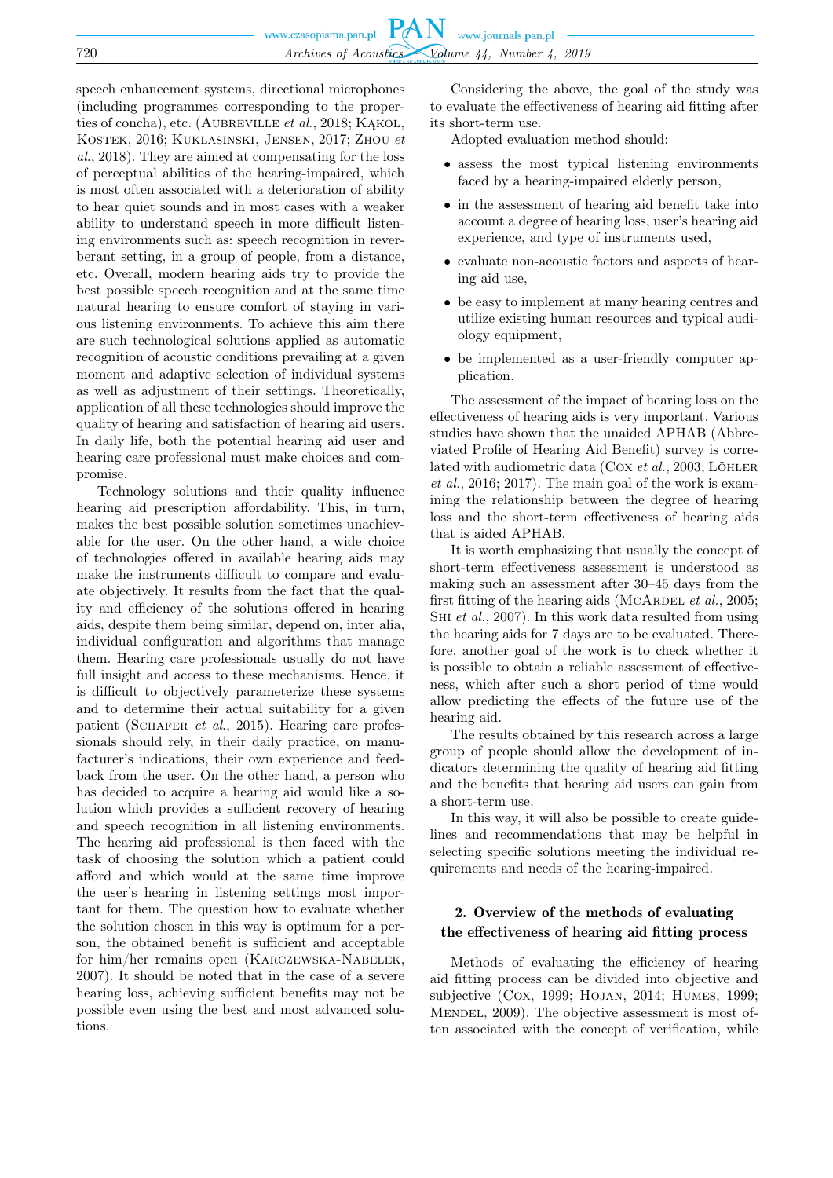speech enhancement systems, directional microphones (including programmes corresponding to the properties of concha), etc. (Aubreville *et al.*, 2018; Kąkol, Kostek, 2016; Kuklasinski, Jensen, 2017; Zhou *et al.*, 2018). They are aimed at compensating for the loss of perceptual abilities of the hearing-impaired, which is most often associated with a deterioration of ability to hear quiet sounds and in most cases with a weaker ability to understand speech in more difficult listening environments such as: speech recognition in reverberant setting, in a group of people, from a distance, etc. Overall, modern hearing aids try to provide the best possible speech recognition and at the same time natural hearing to ensure comfort of staying in various listening environments. To achieve this aim there are such technological solutions applied as automatic recognition of acoustic conditions prevailing at a given moment and adaptive selection of individual systems as well as adjustment of their settings. Theoretically, application of all these technologies should improve the quality of hearing and satisfaction of hearing aid users. In daily life, both the potential hearing aid user and hearing care professional must make choices and compromise.

Technology solutions and their quality influence hearing aid prescription affordability. This, in turn, makes the best possible solution sometimes unachievable for the user. On the other hand, a wide choice of technologies offered in available hearing aids may make the instruments difficult to compare and evaluate objectively. It results from the fact that the quality and efficiency of the solutions offered in hearing aids, despite them being similar, depend on, inter alia, individual configuration and algorithms that manage them. Hearing care professionals usually do not have full insight and access to these mechanisms. Hence, it is difficult to objectively parameterize these systems and to determine their actual suitability for a given patient (Schafer *et al.*, 2015). Hearing care professionals should rely, in their daily practice, on manufacturer's indications, their own experience and feedback from the user. On the other hand, a person who has decided to acquire a hearing aid would like a solution which provides a sufficient recovery of hearing and speech recognition in all listening environments. The hearing aid professional is then faced with the task of choosing the solution which a patient could afford and which would at the same time improve the user's hearing in listening settings most important for them. The question how to evaluate whether the solution chosen in this way is optimum for a person, the obtained benefit is sufficient and acceptable for him/her remains open (Karczewska-Nabelek, 2007). It should be noted that in the case of a severe hearing loss, achieving sufficient benefits may not be possible even using the best and most advanced solutions.

Considering the above, the goal of the study was to evaluate the effectiveness of hearing aid fitting after its short-term use.

Adopted evaluation method should:

- assess the most typical listening environments faced by a hearing-impaired elderly person,
- in the assessment of hearing aid benefit take into account a degree of hearing loss, user's hearing aid experience, and type of instruments used,
- evaluate non-acoustic factors and aspects of hearing aid use,
- be easy to implement at many hearing centres and utilize existing human resources and typical audiology equipment,
- be implemented as a user-friendly computer application.

The assessment of the impact of hearing loss on the effectiveness of hearing aids is very important. Various studies have shown that the unaided APHAB (Abbreviated Profile of Hearing Aid Benefit) survey is correlated with audiometric data (Cox *et al.*, 2003; Löhler *et al.*, 2016; 2017). The main goal of the work is examining the relationship between the degree of hearing loss and the short-term effectiveness of hearing aids that is aided APHAB.

It is worth emphasizing that usually the concept of short-term effectiveness assessment is understood as making such an assessment after 30–45 days from the first fitting of the hearing aids (McArdel *et al.*, 2005; Shi *et al.*, 2007). In this work data resulted from using the hearing aids for 7 days are to be evaluated. Therefore, another goal of the work is to check whether it is possible to obtain a reliable assessment of effectiveness, which after such a short period of time would allow predicting the effects of the future use of the hearing aid.

The results obtained by this research across a large group of people should allow the development of indicators determining the quality of hearing aid fitting and the benefits that hearing aid users can gain from a short-term use.

In this way, it will also be possible to create guidelines and recommendations that may be helpful in selecting specific solutions meeting the individual requirements and needs of the hearing-impaired.

## 2. Overview of the methods of evaluating the effectiveness of hearing aid fitting process

Methods of evaluating the efficiency of hearing aid fitting process can be divided into objective and subjective (Cox, 1999; Hojan, 2014; Humes, 1999; Mendel, 2009). The objective assessment is most often associated with the concept of verification, while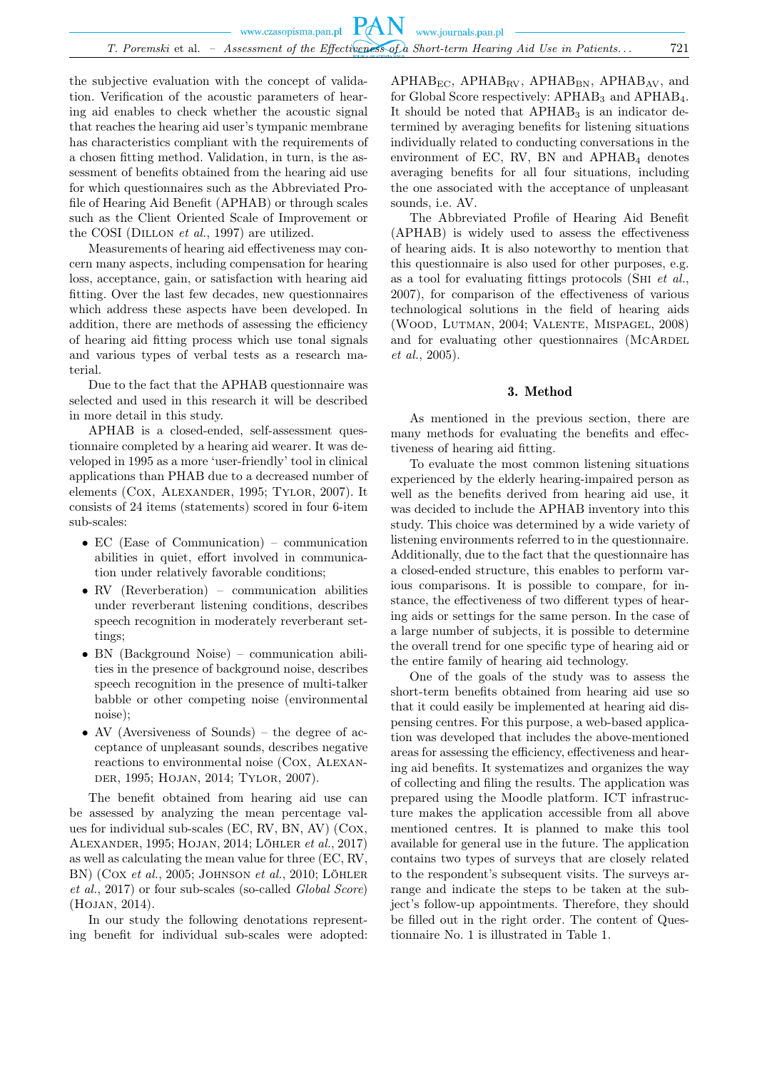the subjective evaluation with the concept of validation. Verification of the acoustic parameters of hearing aid enables to check whether the acoustic signal that reaches the hearing aid user's tympanic membrane has characteristics compliant with the requirements of a chosen fitting method. Validation, in turn, is the assessment of benefits obtained from the hearing aid use for which questionnaires such as the Abbreviated Profile of Hearing Aid Benefit (APHAB) or through scales such as the Client Oriented Scale of Improvement or the COSI (Dillon *et al.*, 1997) are utilized.

Measurements of hearing aid effectiveness may concern many aspects, including compensation for hearing loss, acceptance, gain, or satisfaction with hearing aid fitting. Over the last few decades, new questionnaires which address these aspects have been developed. In addition, there are methods of assessing the efficiency of hearing aid fitting process which use tonal signals and various types of verbal tests as a research material.

Due to the fact that the APHAB questionnaire was selected and used in this research it will be described in more detail in this study.

APHAB is a closed-ended, self-assessment questionnaire completed by a hearing aid wearer. It was developed in 1995 as a more 'user-friendly' tool in clinical applications than PHAB due to a decreased number of elements (Cox, Alexander, 1995; Tylor, 2007). It consists of 24 items (statements) scored in four 6-item sub-scales:

- EC (Ease of Communication) – communication abilities in quiet, effort involved in communication under relatively favorable conditions;
- RV (Reverberation) – communication abilities under reverberant listening conditions, describes speech recognition in moderately reverberant settings;
- BN (Background Noise) – communication abilities in the presence of background noise, describes speech recognition in the presence of multi-talker babble or other competing noise (environmental noise);
- AV (Aversiveness of Sounds) – the degree of acceptance of unpleasant sounds, describes negative reactions to environmental noise (Cox, Alexander, 1995; Hojan, 2014; Tylor, 2007).

The benefit obtained from hearing aid use can be assessed by analyzing the mean percentage values for individual sub-scales (EC, RV, BN, AV) (Cox, Alexander, 1995; Hojan, 2014; Löhler *et al.*, 2017) as well as calculating the mean value for three (EC, RV, BN) (Cox *et al.*, 2005; Johnson *et al.*, 2010; Löhler *et al.*, 2017) or four sub-scales (so-called *Global Score*) (Hojan, 2014).

In our study the following denotations representing benefit for individual sub-scales were adopted: $APHAB_{EC}$, $APHAB_{RV}$, $APHAB_{BN}$, $APHAB_{AV}$, and for Global Score respectively: $APHAB_3$ and $APHAB_4$. It should be noted that $APHAB_3$ is an indicator determined by averaging benefits for listening situations individually related to conducting conversations in the environment of EC, RV, BN and $APHAB_4$ denotes averaging benefits for all four situations, including the one associated with the acceptance of unpleasant sounds, i.e. AV.

The Abbreviated Profile of Hearing Aid Benefit (APHAB) is widely used to assess the effectiveness of hearing aids. It is also noteworthy to mention that this questionnaire is also used for other purposes, e.g. as a tool for evaluating fittings protocols (Shi *et al.*, 2007), for comparison of the effectiveness of various technological solutions in the field of hearing aids (Wood, Lutman, 2004; Valente, Mispagel, 2008) and for evaluating other questionnaires (McArdel *et al.*, 2005).

## 3. Method

As mentioned in the previous section, there are many methods for evaluating the benefits and effectiveness of hearing aid fitting.

To evaluate the most common listening situations experienced by the elderly hearing-impaired person as well as the benefits derived from hearing aid use, it was decided to include the APHAB inventory into this study. This choice was determined by a wide variety of listening environments referred to in the questionnaire. Additionally, due to the fact that the questionnaire has a closed-ended structure, this enables to perform various comparisons. It is possible to compare, for instance, the effectiveness of two different types of hearing aids or settings for the same person. In the case of a large number of subjects, it is possible to determine the overall trend for one specific type of hearing aid or the entire family of hearing aid technology.

One of the goals of the study was to assess the short-term benefits obtained from hearing aid use so that it could easily be implemented at hearing aid dispensing centres. For this purpose, a web-based application was developed that includes the above-mentioned areas for assessing the efficiency, effectiveness and hearing aid benefits. It systematizes and organizes the way of collecting and filing the results. The application was prepared using the Moodle platform. ICT infrastructure makes the application accessible from all above mentioned centres. It is planned to make this tool available for general use in the future. The application contains two types of surveys that are closely related to the respondent's subsequent visits. The surveys arrange and indicate the steps to be taken at the subject's follow-up appointments. Therefore, they should be filled out in the right order. The content of Questionnaire No. 1 is illustrated in Table 1.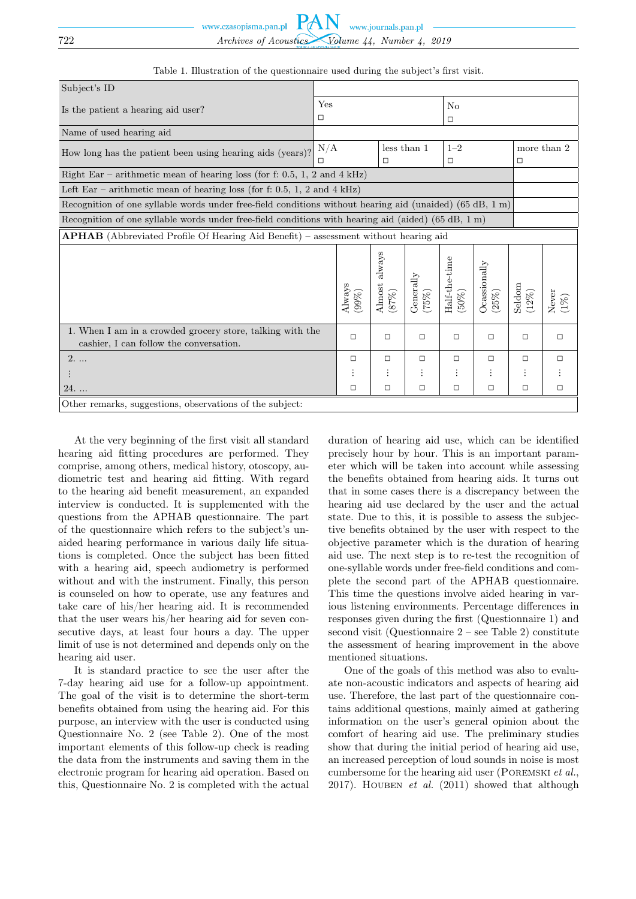Table 1. Illustration of the questionnaire used during the subject's first visit.

| Subject's ID | | | | | | | |
|---|---|---|---|---|---|---|---|
| Is the patient a hearing aid user? | Yes ☐ | | | No ☐ | | | |
| Name of used hearing aid | | | | | | | |
| How long has the patient been using hearing aids (years)? | N/A ☐ | | less than 1 ☐ | 1–2 ☐ | | more than 2 ☐ | |
| Right Ear – arithmetic mean of hearing loss (for f: 0.5, 1, 2 and 4 kHz) | | | | | | | |
| Left Ear – arithmetic mean of hearing loss (for f: 0.5, 1, 2 and 4 kHz) | | | | | | | |
| Recognition of one syllable words under free-field conditions without hearing aid (unaided) (65 dB, 1 m) | | | | | | | |
| Recognition of one syllable words under free-field conditions with hearing aid (aided) (65 dB, 1 m) | | | | | | | |
| **APHAB** (Abbreviated Profile Of Hearing Aid Benefit) – assessment without hearing aid | | | | | | | |
| | Always (99%) | Almost always (87%) | Generally (75%) | Half-the-time (50%) | Ocassionally (25%) | Seldom (12%) | Never (1%) |
| 1. When I am in a crowded grocery store, talking with the cashier, I can follow the conversation. | ☐ | ☐ | ☐ | ☐ | ☐ | ☐ | ☐ |
| 2. ... | ☐ | ☐ | ☐ | ☐ | ☐ | ☐ | ☐ |
| ⋮ | ⋮ | ⋮ | ⋮ | ⋮ | ⋮ | ⋮ | ⋮ |
| 24. ... | ☐ | ☐ | ☐ | ☐ | ☐ | ☐ | ☐ |
| Other remarks, suggestions, observations of the subject: | | | | | | | |

At the very beginning of the first visit all standard hearing aid fitting procedures are performed. They comprise, among others, medical history, otoscopy, audiometric test and hearing aid fitting. With regard to the hearing aid benefit measurement, an expanded interview is conducted. It is supplemented with the questions from the APHAB questionnaire. The part of the questionnaire which refers to the subject's unaided hearing performance in various daily life situations is completed. Once the subject has been fitted with a hearing aid, speech audiometry is performed without and with the instrument. Finally, this person is counseled on how to operate, use any features and take care of his/her hearing aid. It is recommended that the user wears his/her hearing aid for seven consecutive days, at least four hours a day. The upper limit of use is not determined and depends only on the hearing aid user.

It is standard practice to see the user after the 7-day hearing aid use for a follow-up appointment. The goal of the visit is to determine the short-term benefits obtained from using the hearing aid. For this purpose, an interview with the user is conducted using Questionnaire No. 2 (see Table 2). One of the most important elements of this follow-up check is reading the data from the instruments and saving them in the electronic program for hearing aid operation. Based on this, Questionnaire No. 2 is completed with the actual duration of hearing aid use, which can be identified precisely hour by hour. This is an important parameter which will be taken into account while assessing the benefits obtained from hearing aids. It turns out that in some cases there is a discrepancy between the hearing aid use declared by the user and the actual state. Due to this, it is possible to assess the subjective benefits obtained by the user with respect to the objective parameter which is the duration of hearing aid use. The next step is to re-test the recognition of one-syllable words under free-field conditions and complete the second part of the APHAB questionnaire. This time the questions involve aided hearing in various listening environments. Percentage differences in responses given during the first (Questionnaire 1) and second visit (Questionnaire 2 – see Table 2) constitute the assessment of hearing improvement in the above mentioned situations.

One of the goals of this method was also to evaluate non-acoustic indicators and aspects of hearing aid use. Therefore, the last part of the questionnaire contains additional questions, mainly aimed at gathering information on the user's general opinion about the comfort of hearing aid use. The preliminary studies show that during the initial period of hearing aid use, an increased perception of loud sounds in noise is most cumbersome for the hearing aid user (Poremski *et al.*, 2017). Houben *et al.* (2011) showed that although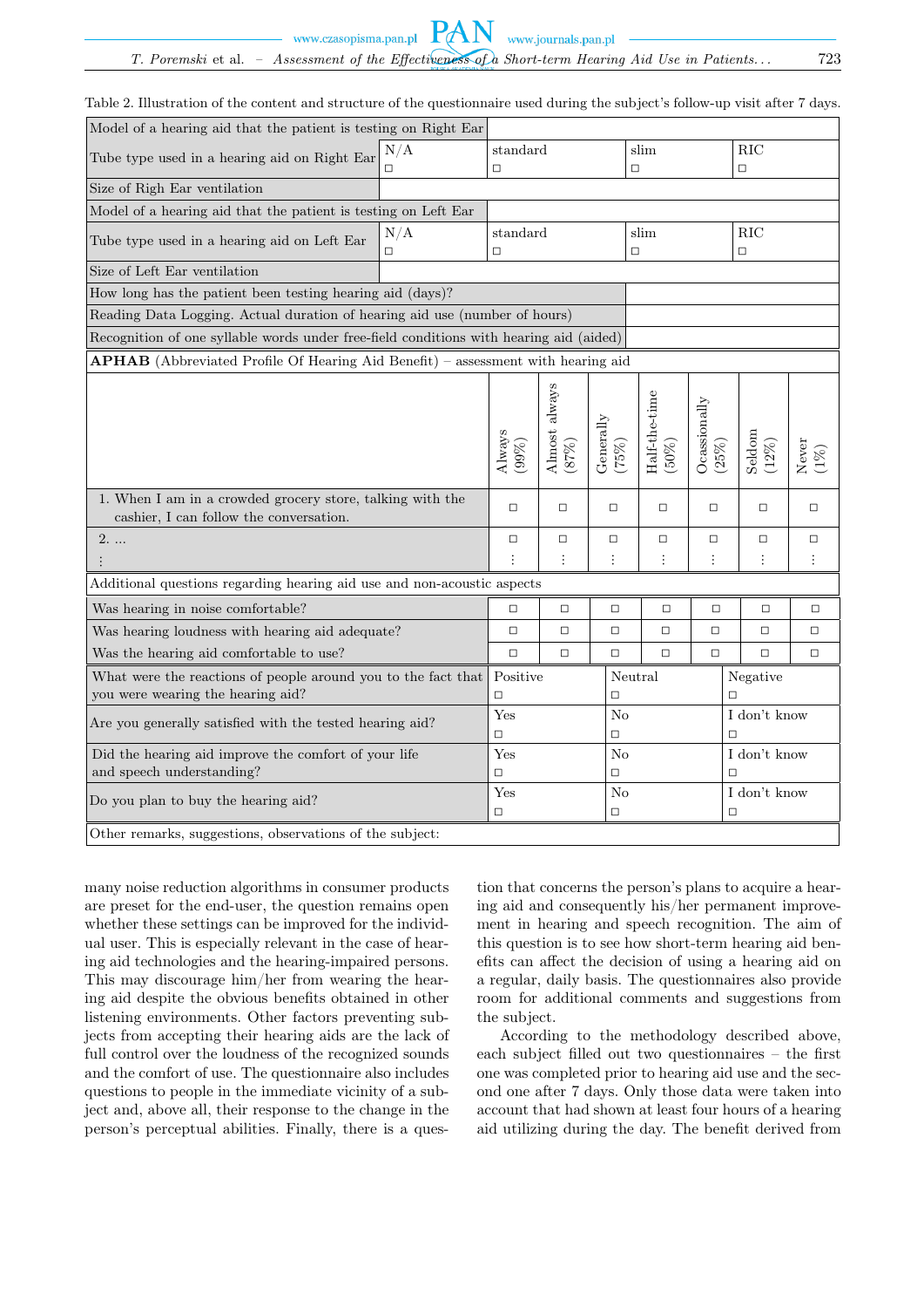Table 2. Illustration of the content and structure of the questionnaire used during the subject's follow-up visit after 7 days.

| | | | | | | | |
|---|---|---|---|---|---|---|---|
| Model of a hearing aid that the patient is testing on Right Ear | | | | | | | |
| Tube type used in a hearing aid on Right Ear | N/A ☐ | standard ☐ | | slim ☐ | | RIC ☐ | |
| Size of Righ Ear ventilation | | | | | | | |
| Model of a hearing aid that the patient is testing on Left Ear | | | | | | | |
| Tube type used in a hearing aid on Left Ear | N/A ☐ | standard ☐ | | slim ☐ | | RIC ☐ | |
| Size of Left Ear ventilation | | | | | | | |
| How long has the patient been testing hearing aid (days)? | | | | | | | |
| Reading Data Logging. Actual duration of hearing aid use (number of hours) | | | | | | | |
| Recognition of one syllable words under free-field conditions with hearing aid (aided) | | | | | | | |
| **APHAB** (Abbreviated Profile Of Hearing Aid Benefit) – assessment with hearing aid | | | | | | | |
| | Always (99%) | Almost always (87%) | Generally (75%) | Half-the-time (50%) | Ocassionally (25%) | Seldom (12%) | Never (1%) |
| 1. When I am in a crowded grocery store, talking with the cashier, I can follow the conversation. | ☐ | ☐ | ☐ | ☐ | ☐ | ☐ | ☐ |
| 2. ... ⋮ | ☐ ⋮ | ☐ ⋮ | ☐ ⋮ | ☐ ⋮ | ☐ ⋮ | ☐ ⋮ | ☐ ⋮ |
| Additional questions regarding hearing aid use and non-acoustic aspects | | | | | | | |
| Was hearing in noise comfortable? | ☐ | ☐ | ☐ | ☐ | ☐ | ☐ | ☐ |
| Was hearing loudness with hearing aid adequate? | ☐ | ☐ | ☐ | ☐ | ☐ | ☐ | ☐ |
| Was the hearing aid comfortable to use? | ☐ | ☐ | ☐ | ☐ | ☐ | ☐ | ☐ |
| What were the reactions of people around you to the fact that you were wearing the hearing aid? | Positive ☐ | | Neutral ☐ | | | Negative ☐ | |
| Are you generally satisfied with the tested hearing aid? | Yes ☐ | | No ☐ | | | I don't know ☐ | |
| Did the hearing aid improve the comfort of your life and speech understanding? | Yes ☐ | | No ☐ | | | I don't know ☐ | |
| Do you plan to buy the hearing aid? | Yes ☐ | | No ☐ | | | I don't know ☐ | |
| Other remarks, suggestions, observations of the subject: | | | | | | | |

many noise reduction algorithms in consumer products are preset for the end-user, the question remains open whether these settings can be improved for the individual user. This is especially relevant in the case of hearing aid technologies and the hearing-impaired persons. This may discourage him/her from wearing the hearing aid despite the obvious benefits obtained in other listening environments. Other factors preventing subjects from accepting their hearing aids are the lack of full control over the loudness of the recognized sounds and the comfort of use. The questionnaire also includes questions to people in the immediate vicinity of a subject and, above all, their response to the change in the person's perceptual abilities. Finally, there is a question that concerns the person's plans to acquire a hearing aid and consequently his/her permanent improvement in hearing and speech recognition. The aim of this question is to see how short-term hearing aid benefits can affect the decision of using a hearing aid on a regular, daily basis. The questionnaires also provide room for additional comments and suggestions from the subject.

According to the methodology described above, each subject filled out two questionnaires – the first one was completed prior to hearing aid use and the second one after 7 days. Only those data were taken into account that had shown at least four hours of a hearing aid utilizing during the day. The benefit derived from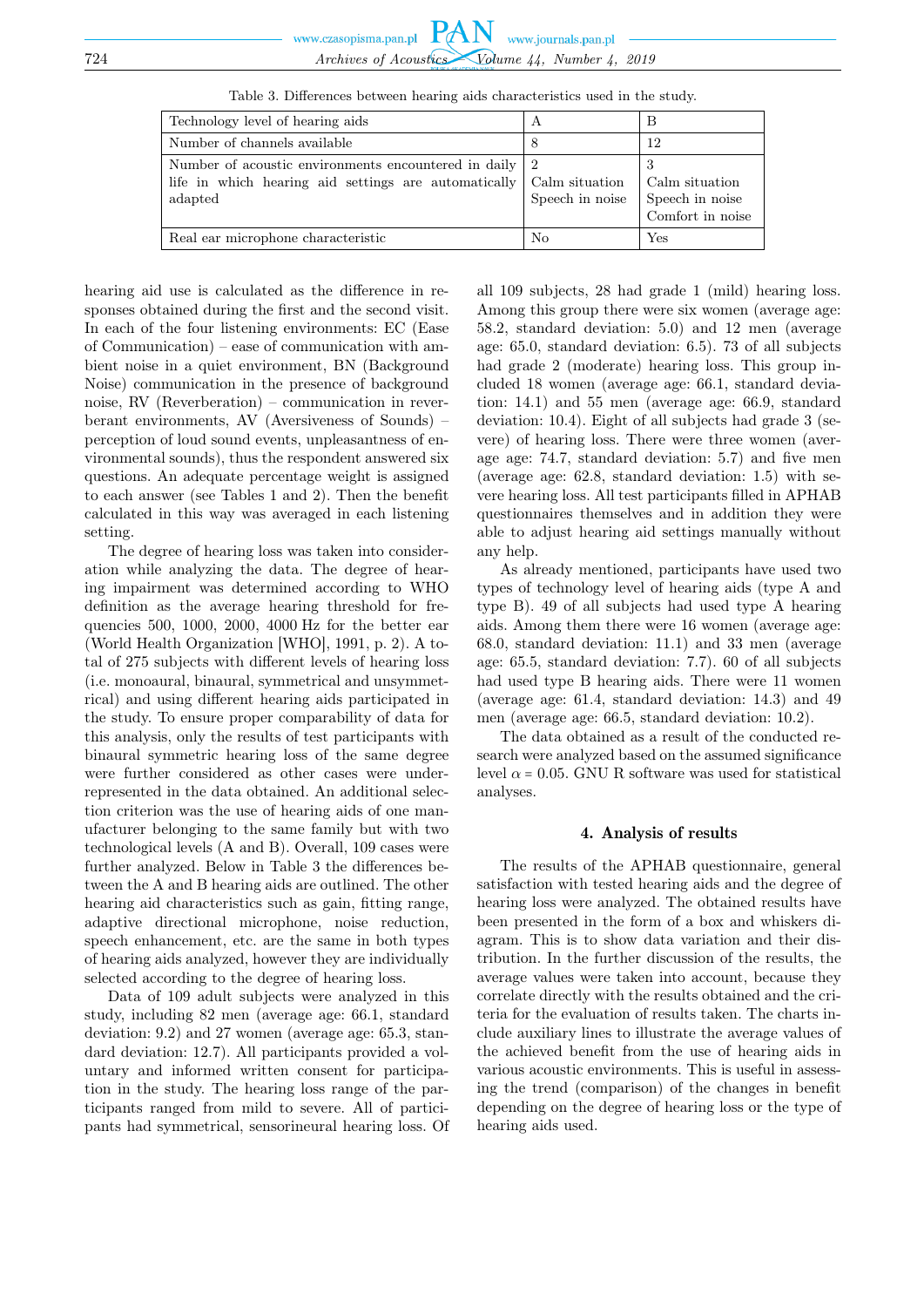Table 3. Differences between hearing aids characteristics used in the study.

| Technology level of hearing aids | A | B |
|---|---|---|
| Number of channels available | 8 | 12 |
| Number of acoustic environments encountered in daily life in which hearing aid settings are automatically adapted | 2<br>Calm situation<br>Speech in noise | 3<br>Calm situation<br>Speech in noise<br>Comfort in noise |
| Real ear microphone characteristic | No | Yes |

hearing aid use is calculated as the difference in responses obtained during the first and the second visit. In each of the four listening environments: EC (Ease of Communication) – ease of communication with ambient noise in a quiet environment, BN (Background Noise) communication in the presence of background noise, RV (Reverberation) – communication in reverberant environments, AV (Aversiveness of Sounds) – perception of loud sound events, unpleasantness of environmental sounds), thus the respondent answered six questions. An adequate percentage weight is assigned to each answer (see Tables 1 and 2). Then the benefit calculated in this way was averaged in each listening setting.

The degree of hearing loss was taken into consideration while analyzing the data. The degree of hearing impairment was determined according to WHO definition as the average hearing threshold for frequencies 500, 1000, 2000, 4000 Hz for the better ear (World Health Organization [WHO], 1991, p. 2). A total of 275 subjects with different levels of hearing loss (i.e. monoaural, binaural, symmetrical and unsymmetrical) and using different hearing aids participated in the study. To ensure proper comparability of data for this analysis, only the results of test participants with binaural symmetric hearing loss of the same degree were further considered as other cases were underrepresented in the data obtained. An additional selection criterion was the use of hearing aids of one manufacturer belonging to the same family but with two technological levels (A and B). Overall, 109 cases were further analyzed. Below in Table 3 the differences between the A and B hearing aids are outlined. The other hearing aid characteristics such as gain, fitting range, adaptive directional microphone, noise reduction, speech enhancement, etc. are the same in both types of hearing aids analyzed, however they are individually selected according to the degree of hearing loss.

Data of 109 adult subjects were analyzed in this study, including 82 men (average age: 66.1, standard deviation: 9.2) and 27 women (average age: 65.3, standard deviation: 12.7). All participants provided a voluntary and informed written consent for participation in the study. The hearing loss range of the participants ranged from mild to severe. All of participants had symmetrical, sensorineural hearing loss. Of all 109 subjects, 28 had grade 1 (mild) hearing loss. Among this group there were six women (average age: 58.2, standard deviation: 5.0) and 12 men (average age: 65.0, standard deviation: 6.5). 73 of all subjects had grade 2 (moderate) hearing loss. This group included 18 women (average age: 66.1, standard deviation: 14.1) and 55 men (average age: 66.9, standard deviation: 10.4). Eight of all subjects had grade 3 (severe) of hearing loss. There were three women (average age: 74.7, standard deviation: 5.7) and five men (average age: 62.8, standard deviation: 1.5) with severe hearing loss. All test participants filled in APHAB questionnaires themselves and in addition they were able to adjust hearing aid settings manually without any help.

As already mentioned, participants have used two types of technology level of hearing aids (type A and type B). 49 of all subjects had used type A hearing aids. Among them there were 16 women (average age: 68.0, standard deviation: 11.1) and 33 men (average age: 65.5, standard deviation: 7.7). 60 of all subjects had used type B hearing aids. There were 11 women (average age: 61.4, standard deviation: 14.3) and 49 men (average age: 66.5, standard deviation: 10.2).

The data obtained as a result of the conducted research were analyzed based on the assumed significance level $\alpha = 0.05$. GNU R software was used for statistical analyses.

## 4. Analysis of results

The results of the APHAB questionnaire, general satisfaction with tested hearing aids and the degree of hearing loss were analyzed. The obtained results have been presented in the form of a box and whiskers diagram. This is to show data variation and their distribution. In the further discussion of the results, the average values were taken into account, because they correlate directly with the results obtained and the criteria for the evaluation of results taken. The charts include auxiliary lines to illustrate the average values of the achieved benefit from the use of hearing aids in various acoustic environments. This is useful in assessing the trend (comparison) of the changes in benefit depending on the degree of hearing loss or the type of hearing aids used.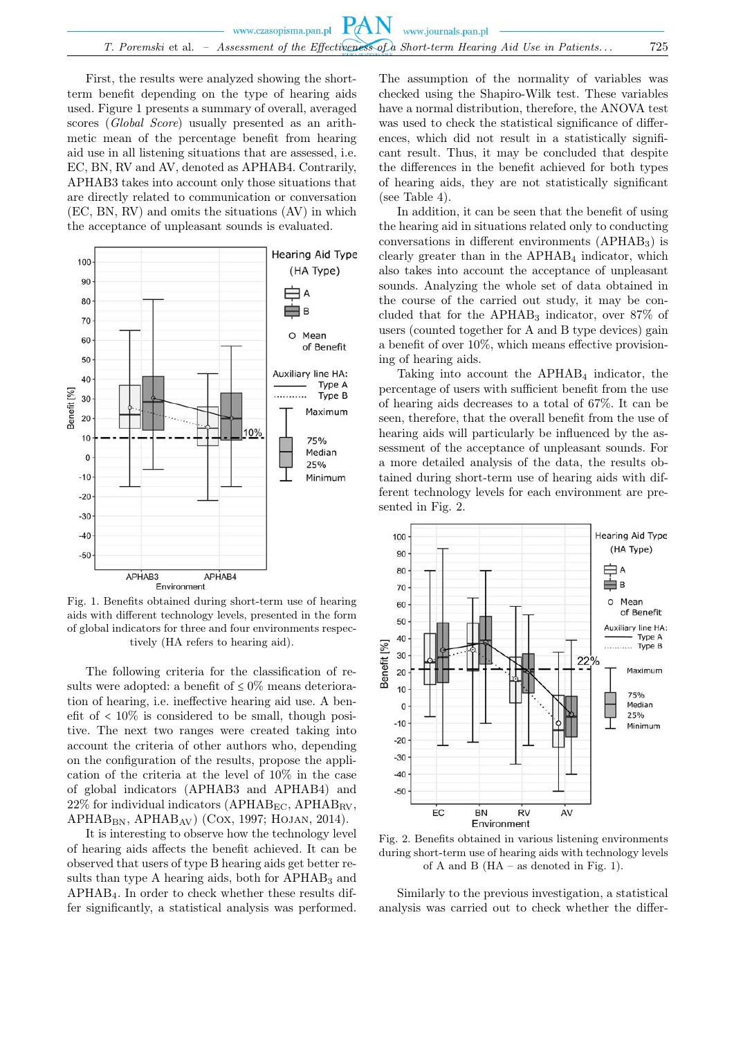First, the results were analyzed showing the short-term benefit depending on the type of hearing aids used. Figure 1 presents a summary of overall, averaged scores (*Global Score*) usually presented as an arithmetic mean of the percentage benefit from hearing aid use in all listening situations that are assessed, i.e. EC, BN, RV and AV, denoted as APHAB4. Contrarily, APHAB3 takes into account only those situations that are directly related to communication or conversation (EC, BN, RV) and omits the situations (AV) in which the acceptance of unpleasant sounds is evaluated.

Fig. 1. Benefits obtained during short-term use of hearing aids with different technology levels, presented in the form of global indicators for three and four environments respectively (HA refers to hearing aid).

The following criteria for the classification of results were adopted: a benefit of ≤ 0% means deterioration of hearing, i.e. ineffective hearing aid use. A benefit of < 10% is considered to be small, though positive. The next two ranges were created taking into account the criteria of other authors who, depending on the configuration of the results, propose the application of the criteria at the level of 10% in the case of global indicators (APHAB3 and APHAB4) and 22% for individual indicators ($\mathrm{APHAB_{EC}}$, $\mathrm{APHAB_{RV}}$, $\mathrm{APHAB_{BN}}$, $\mathrm{APHAB_{AV}}$) (Cox, 1997; Hojan, 2014).

It is interesting to observe how the technology level of hearing aids affects the benefit achieved. It can be observed that users of type B hearing aids get better results than type A hearing aids, both for $\mathrm{APHAB_3}$ and APHAB4. In order to check whether these results differ significantly, a statistical analysis was performed. The assumption of the normality of variables was checked using the Shapiro-Wilk test. These variables have a normal distribution, therefore, the ANOVA test was used to check the statistical significance of differences, which did not result in a statistically significant result. Thus, it may be concluded that despite the differences in the benefit achieved for both types of hearing aids, they are not statistically significant (see Table 4).

In addition, it can be seen that the benefit of using the hearing aid in situations related only to conducting conversations in different environments ($\mathrm{APHAB_3}$) is clearly greater than in the $\mathrm{APHAB_4}$ indicator, which also takes into account the acceptance of unpleasant sounds. Analyzing the whole set of data obtained in the course of the carried out study, it may be concluded that for the $\mathrm{APHAB_3}$ indicator, over 87% of users (counted together for A and B type devices) gain a benefit of over 10%, which means effective provisioning of hearing aids.

Taking into account the $\mathrm{APHAB_4}$ indicator, the percentage of users with sufficient benefit from the use of hearing aids decreases to a total of 67%. It can be seen, therefore, that the overall benefit from the use of hearing aids will particularly be influenced by the assessment of the acceptance of unpleasant sounds. For a more detailed analysis of the data, the results obtained during short-term use of hearing aids with different technology levels for each environment are presented in Fig. 2.

Fig. 2. Benefits obtained in various listening environments during short-term use of hearing aids with technology levels of A and B (HA – as denoted in Fig. 1).

Similarly to the previous investigation, a statistical analysis was carried out to check whether the differ-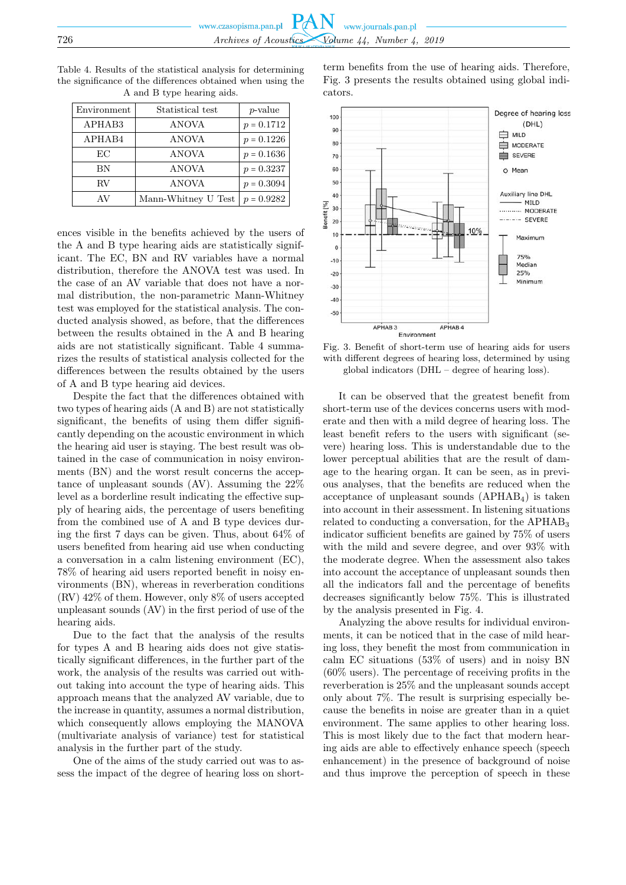Table 4. Results of the statistical analysis for determining the significance of the differences obtained when using the A and B type hearing aids.

| Environment | Statistical test | $p$-value |
|---|---|---|
| APHAB3 | ANOVA | $p = 0.1712$ |
| APHAB4 | ANOVA | $p = 0.1226$ |
| EC | ANOVA | $p = 0.1636$ |
| BN | ANOVA | $p = 0.3237$ |
| RV | ANOVA | $p = 0.3094$ |
| AV | Mann-Whitney U Test | $p = 0.9282$ |

ences visible in the benefits achieved by the users of the A and B type hearing aids are statistically significant. The EC, BN and RV variables have a normal distribution, therefore the ANOVA test was used. In the case of an AV variable that does not have a normal distribution, the non-parametric Mann-Whitney test was employed for the statistical analysis. The conducted analysis showed, as before, that the differences between the results obtained in the A and B hearing aids are not statistically significant. Table 4 summarizes the results of statistical analysis collected for the differences between the results obtained by the users of A and B type hearing aid devices.

Despite the fact that the differences obtained with two types of hearing aids (A and B) are not statistically significant, the benefits of using them differ significantly depending on the acoustic environment in which the hearing aid user is staying. The best result was obtained in the case of communication in noisy environments (BN) and the worst result concerns the acceptance of unpleasant sounds (AV). Assuming the 22% level as a borderline result indicating the effective supply of hearing aids, the percentage of users benefiting from the combined use of A and B type devices during the first 7 days can be given. Thus, about 64% of users benefited from hearing aid use when conducting a conversation in a calm listening environment (EC), 78% of hearing aid users reported benefit in noisy environments (BN), whereas in reverberation conditions (RV) 42% of them. However, only 8% of users accepted unpleasant sounds (AV) in the first period of use of the hearing aids.

Due to the fact that the analysis of the results for types A and B hearing aids does not give statistically significant differences, in the further part of the work, the analysis of the results was carried out without taking into account the type of hearing aids. This approach means that the analyzed AV variable, due to the increase in quantity, assumes a normal distribution, which consequently allows employing the MANOVA (multivariate analysis of variance) test for statistical analysis in the further part of the study.

One of the aims of the study carried out was to assess the impact of the degree of hearing loss on short-term benefits from the use of hearing aids. Therefore, Fig. 3 presents the results obtained using global indicators.

Fig. 3. Benefit of short-term use of hearing aids for users with different degrees of hearing loss, determined by using global indicators (DHL – degree of hearing loss).

It can be observed that the greatest benefit from short-term use of the devices concerns users with moderate and then with a mild degree of hearing loss. The least benefit refers to the users with significant (severe) hearing loss. This is understandable due to the lower perceptual abilities that are the result of damage to the hearing organ. It can be seen, as in previous analyses, that the benefits are reduced when the acceptance of unpleasant sounds ($APHAB_4$) is taken into account in their assessment. In listening situations related to conducting a conversation, for the $APHAB_3$ indicator sufficient benefits are gained by 75% of users with the mild and severe degree, and over 93% with the moderate degree. When the assessment also takes into account the acceptance of unpleasant sounds then all the indicators fall and the percentage of benefits decreases significantly below 75%. This is illustrated by the analysis presented in Fig. 4.

Analyzing the above results for individual environments, it can be noticed that in the case of mild hearing loss, they benefit the most from communication in calm EC situations (53% of users) and in noisy BN (60% users). The percentage of receiving profits in the reverberation is 25% and the unpleasant sounds accept only about 7%. The result is surprising especially because the benefits in noise are greater than in a quiet environment. The same applies to other hearing loss. This is most likely due to the fact that modern hearing aids are able to effectively enhance speech (speech enhancement) in the presence of background of noise and thus improve the perception of speech in these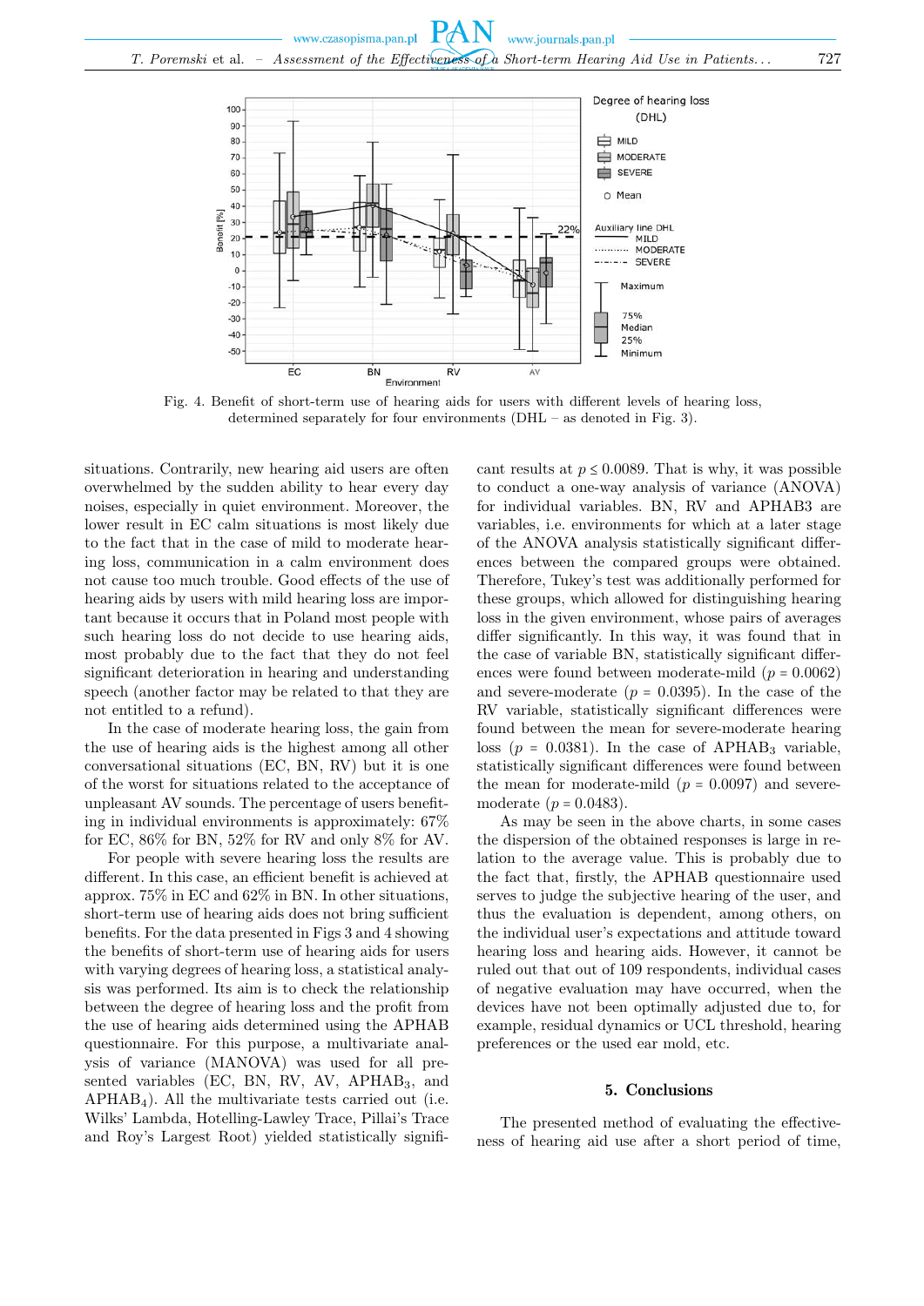Fig. 4. Benefit of short-term use of hearing aids for users with different levels of hearing loss, determined separately for four environments (DHL – as denoted in Fig. 3).

situations. Contrarily, new hearing aid users are often overwhelmed by the sudden ability to hear every day noises, especially in quiet environment. Moreover, the lower result in EC calm situations is most likely due to the fact that in the case of mild to moderate hearing loss, communication in a calm environment does not cause too much trouble. Good effects of the use of hearing aids by users with mild hearing loss are important because it occurs that in Poland most people with such hearing loss do not decide to use hearing aids, most probably due to the fact that they do not feel significant deterioration in hearing and understanding speech (another factor may be related to that they are not entitled to a refund).

In the case of moderate hearing loss, the gain from the use of hearing aids is the highest among all other conversational situations (EC, BN, RV) but it is one of the worst for situations related to the acceptance of unpleasant AV sounds. The percentage of users benefiting in individual environments is approximately: 67% for EC, 86% for BN, 52% for RV and only 8% for AV.

For people with severe hearing loss the results are different. In this case, an efficient benefit is achieved at approx. 75% in EC and 62% in BN. In other situations, short-term use of hearing aids does not bring sufficient benefits. For the data presented in Figs 3 and 4 showing the benefits of short-term use of hearing aids for users with varying degrees of hearing loss, a statistical analysis was performed. Its aim is to check the relationship between the degree of hearing loss and the profit from the use of hearing aids determined using the APHAB questionnaire. For this purpose, a multivariate analysis of variance (MANOVA) was used for all presented variables (EC, BN, RV, AV, $APHAB_3$, and $APHAB_4$). All the multivariate tests carried out (i.e. Wilks' Lambda, Hotelling-Lawley Trace, Pillai's Trace and Roy's Largest Root) yielded statistically significant results at $p \leq 0.0089$. That is why, it was possible to conduct a one-way analysis of variance (ANOVA) for individual variables. BN, RV and APHAB3 are variables, i.e. environments for which at a later stage of the ANOVA analysis statistically significant differences between the compared groups were obtained. Therefore, Tukey's test was additionally performed for these groups, which allowed for distinguishing hearing loss in the given environment, whose pairs of averages differ significantly. In this way, it was found that in the case of variable BN, statistically significant differences were found between moderate-mild ($p = 0.0062$) and severe-moderate ($p = 0.0395$). In the case of the RV variable, statistically significant differences were found between the mean for severe-moderate hearing loss ($p = 0.0381$). In the case of $APHAB_3$ variable, statistically significant differences were found between the mean for moderate-mild ($p = 0.0097$) and severe-moderate ($p = 0.0483$).

As may be seen in the above charts, in some cases the dispersion of the obtained responses is large in relation to the average value. This is probably due to the fact that, firstly, the APHAB questionnaire used serves to judge the subjective hearing of the user, and thus the evaluation is dependent, among others, on the individual user's expectations and attitude toward hearing loss and hearing aids. However, it cannot be ruled out that out of 109 respondents, individual cases of negative evaluation may have occurred, when the devices have not been optimally adjusted due to, for example, residual dynamics or UCL threshold, hearing preferences or the used ear mold, etc.

## 5. Conclusions

The presented method of evaluating the effectiveness of hearing aid use after a short period of time,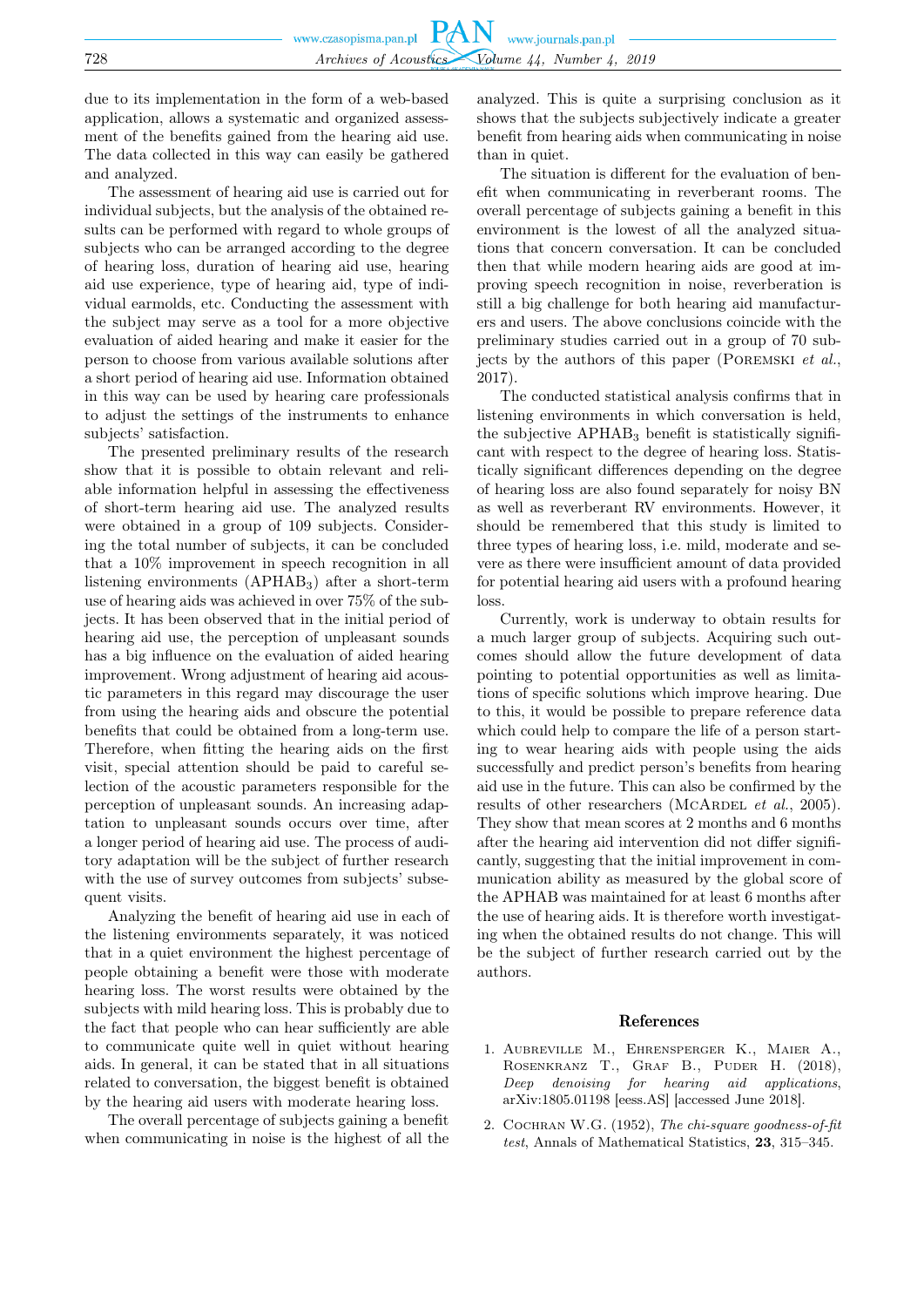due to its implementation in the form of a web-based application, allows a systematic and organized assessment of the benefits gained from the hearing aid use. The data collected in this way can easily be gathered and analyzed.

The assessment of hearing aid use is carried out for individual subjects, but the analysis of the obtained results can be performed with regard to whole groups of subjects who can be arranged according to the degree of hearing loss, duration of hearing aid use, hearing aid use experience, type of hearing aid, type of individual earmolds, etc. Conducting the assessment with the subject may serve as a tool for a more objective evaluation of aided hearing and make it easier for the person to choose from various available solutions after a short period of hearing aid use. Information obtained in this way can be used by hearing care professionals to adjust the settings of the instruments to enhance subjects' satisfaction.

The presented preliminary results of the research show that it is possible to obtain relevant and reliable information helpful in assessing the effectiveness of short-term hearing aid use. The analyzed results were obtained in a group of 109 subjects. Considering the total number of subjects, it can be concluded that a 10% improvement in speech recognition in all listening environments ($APHAB_3$) after a short-term use of hearing aids was achieved in over 75% of the subjects. It has been observed that in the initial period of hearing aid use, the perception of unpleasant sounds has a big influence on the evaluation of aided hearing improvement. Wrong adjustment of hearing aid acoustic parameters in this regard may discourage the user from using the hearing aids and obscure the potential benefits that could be obtained from a long-term use. Therefore, when fitting the hearing aids on the first visit, special attention should be paid to careful selection of the acoustic parameters responsible for the perception of unpleasant sounds. An increasing adaptation to unpleasant sounds occurs over time, after a longer period of hearing aid use. The process of auditory adaptation will be the subject of further research with the use of survey outcomes from subjects' subsequent visits.

Analyzing the benefit of hearing aid use in each of the listening environments separately, it was noticed that in a quiet environment the highest percentage of people obtaining a benefit were those with moderate hearing loss. The worst results were obtained by the subjects with mild hearing loss. This is probably due to the fact that people who can hear sufficiently are able to communicate quite well in quiet without hearing aids. In general, it can be stated that in all situations related to conversation, the biggest benefit is obtained by the hearing aid users with moderate hearing loss.

The overall percentage of subjects gaining a benefit when communicating in noise is the highest of all the analyzed. This is quite a surprising conclusion as it shows that the subjects subjectively indicate a greater benefit from hearing aids when communicating in noise than in quiet.

The situation is different for the evaluation of benefit when communicating in reverberant rooms. The overall percentage of subjects gaining a benefit in this environment is the lowest of all the analyzed situations that concern conversation. It can be concluded then that while modern hearing aids are good at improving speech recognition in noise, reverberation is still a big challenge for both hearing aid manufacturers and users. The above conclusions coincide with the preliminary studies carried out in a group of 70 subjects by the authors of this paper (Poremski *et al.*, 2017).

The conducted statistical analysis confirms that in listening environments in which conversation is held, the subjective $APHAB_3$ benefit is statistically significant with respect to the degree of hearing loss. Statistically significant differences depending on the degree of hearing loss are also found separately for noisy BN as well as reverberant RV environments. However, it should be remembered that this study is limited to three types of hearing loss, i.e. mild, moderate and severe as there were insufficient amount of data provided for potential hearing aid users with a profound hearing loss.

Currently, work is underway to obtain results for a much larger group of subjects. Acquiring such outcomes should allow the future development of data pointing to potential opportunities as well as limitations of specific solutions which improve hearing. Due to this, it would be possible to prepare reference data which could help to compare the life of a person starting to wear hearing aids with people using the aids successfully and predict person's benefits from hearing aid use in the future. This can also be confirmed by the results of other researchers (McArdel *et al.*, 2005). They show that mean scores at 2 months and 6 months after the hearing aid intervention did not differ significantly, suggesting that the initial improvement in communication ability as measured by the global score of the APHAB was maintained for at least 6 months after the use of hearing aids. It is therefore worth investigating when the obtained results do not change. This will be the subject of further research carried out by the authors.

## References

1. Aubreville M., Ehrensperger K., Maier A., Rosenkranz T., Graf B., Puder H. (2018), *Deep denoising for hearing aid applications*, arXiv:1805.01198 [eess.AS] [accessed June 2018].
2. Cochran W.G. (1952), *The chi-square goodness-of-fit test*, Annals of Mathematical Statistics, **23**, 315–345.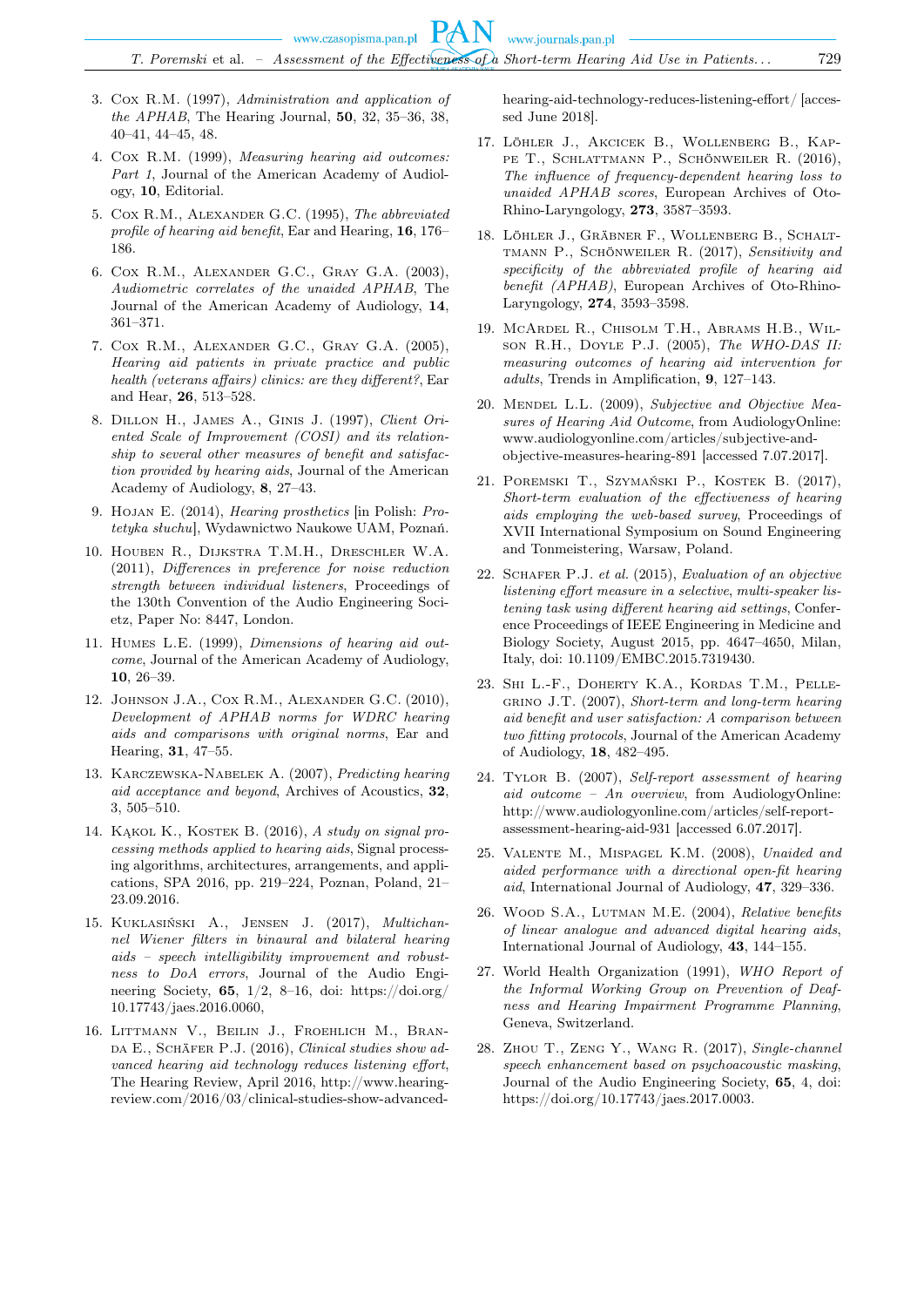3. Cox R.M. (1997), *Administration and application of the APHAB*, The Hearing Journal, **50**, 32, 35–36, 38, 40–41, 44–45, 48.

4. Cox R.M. (1999), *Measuring hearing aid outcomes: Part 1*, Journal of the American Academy of Audiology, **10**, Editorial.

5. Cox R.M., Alexander G.C. (1995), *The abbreviated profile of hearing aid benefit*, Ear and Hearing, **16**, 176–186.

6. Cox R.M., Alexander G.C., Gray G.A. (2003), *Audiometric correlates of the unaided APHAB*, The Journal of the American Academy of Audiology, **14**, 361–371.

7. Cox R.M., Alexander G.C., Gray G.A. (2005), *Hearing aid patients in private practice and public health (veterans affairs) clinics: are they different?*, Ear and Hear, **26**, 513–528.

8. Dillon H., James A., Ginis J. (1997), *Client Oriented Scale of Improvement (COSI) and its relationship to several other measures of benefit and satisfaction provided by hearing aids*, Journal of the American Academy of Audiology, **8**, 27–43.

9. Hojan E. (2014), *Hearing prosthetics* [in Polish: *Protetyka słuchu*], Wydawnictwo Naukowe UAM, Poznań.

10. Houben R., Dijkstra T.M.H., Dreschler W.A. (2011), *Differences in preference for noise reduction strength between individual listeners*, Proceedings of the 130th Convention of the Audio Engineering Societz, Paper No: 8447, London.

11. Humes L.E. (1999), *Dimensions of hearing aid outcome*, Journal of the American Academy of Audiology, **10**, 26–39.

12. Johnson J.A., Cox R.M., Alexander G.C. (2010), *Development of APHAB norms for WDRC hearing aids and comparisons with original norms*, Ear and Hearing, **31**, 47–55.

13. Karczewska-Nabelek A. (2007), *Predicting hearing aid acceptance and beyond*, Archives of Acoustics, **32**, 3, 505–510.

14. Kąkol K., Kostek B. (2016), *A study on signal processing methods applied to hearing aids*, Signal processing algorithms, architectures, arrangements, and applications, SPA 2016, pp. 219–224, Poznan, Poland, 21–23.09.2016.

15. Kuklasiński A., Jensen J. (2017), *Multichannel Wiener filters in binaural and bilateral hearing aids – speech intelligibility improvement and robustness to DoA errors*, Journal of the Audio Engineering Society, **65**, 1/2, 8–16, doi: https://doi.org/10.17743/jaes.2016.0060,

16. Littmann V., Beilin J., Froehlich M., Branda E., Schäfer P.J. (2016), *Clinical studies show advanced hearing aid technology reduces listening effort*, The Hearing Review, April 2016, http://www.hearingreview.com/2016/03/clinical-studies-show-advanced-hearing-aid-technology-reduces-listening-effort/ [accessed June 2018].

17. Löhler J., Akcicek B., Wollenberg B., Kappe T., Schlattmann P., Schönweiler R. (2016), *The influence of frequency-dependent hearing loss to unaided APHAB scores*, European Archives of Oto-Rhino-Laryngology, **273**, 3587–3593.

18. Löhler J., Gräbner F., Wollenberg B., Schlattmann P., Schönweiler R. (2017), *Sensitivity and specificity of the abbreviated profile of hearing aid benefit (APHAB)*, European Archives of Oto-Rhino-Laryngology, **274**, 3593–3598.

19. McArdel R., Chisolm T.H., Abrams H.B., Wilson R.H., Doyle P.J. (2005), *The WHO-DAS II: measuring outcomes of hearing aid intervention for adults*, Trends in Amplification, **9**, 127–143.

20. Mendel L.L. (2009), *Subjective and Objective Measures of Hearing Aid Outcome*, from AudiologyOnline: www.audiologyonline.com/articles/subjective-and-objective-measures-hearing-891 [accessed 7.07.2017].

21. Poremski T., Szymański P., Kostek B. (2017), *Short-term evaluation of the effectiveness of hearing aids employing the web-based survey*, Proceedings of XVII International Symposium on Sound Engineering and Tonmeistering, Warsaw, Poland.

22. Schafer P.J. *et al.* (2015), *Evaluation of an objective listening effort measure in a selective, multi-speaker listening task using different hearing aid settings*, Conference Proceedings of IEEE Engineering in Medicine and Biology Society, August 2015, pp. 4647–4650, Milan, Italy, doi: 10.1109/EMBC.2015.7319430.

23. Shi L.-F., Doherty K.A., Kordas T.M., Pellegrino J.T. (2007), *Short-term and long-term hearing aid benefit and user satisfaction: A comparison between two fitting protocols*, Journal of the American Academy of Audiology, **18**, 482–495.

24. Tylor B. (2007), *Self-report assessment of hearing aid outcome – An overview*, from AudiologyOnline: http://www.audiologyonline.com/articles/self-report-assessment-hearing-aid-931 [accessed 6.07.2017].

25. Valente M., Mispagel K.M. (2008), *Unaided and aided performance with a directional open-fit hearing aid*, International Journal of Audiology, **47**, 329–336.

26. Wood S.A., Lutman M.E. (2004), *Relative benefits of linear analogue and advanced digital hearing aids*, International Journal of Audiology, **43**, 144–155.

27. World Health Organization (1991), *WHO Report of the Informal Working Group on Prevention of Deafness and Hearing Impairment Programme Planning*, Geneva, Switzerland.

28. Zhou T., Zeng Y., Wang R. (2017), *Single-channel speech enhancement based on psychoacoustic masking*, Journal of the Audio Engineering Society, **65**, 4, doi: https://doi.org/10.17743/jaes.2017.0003.